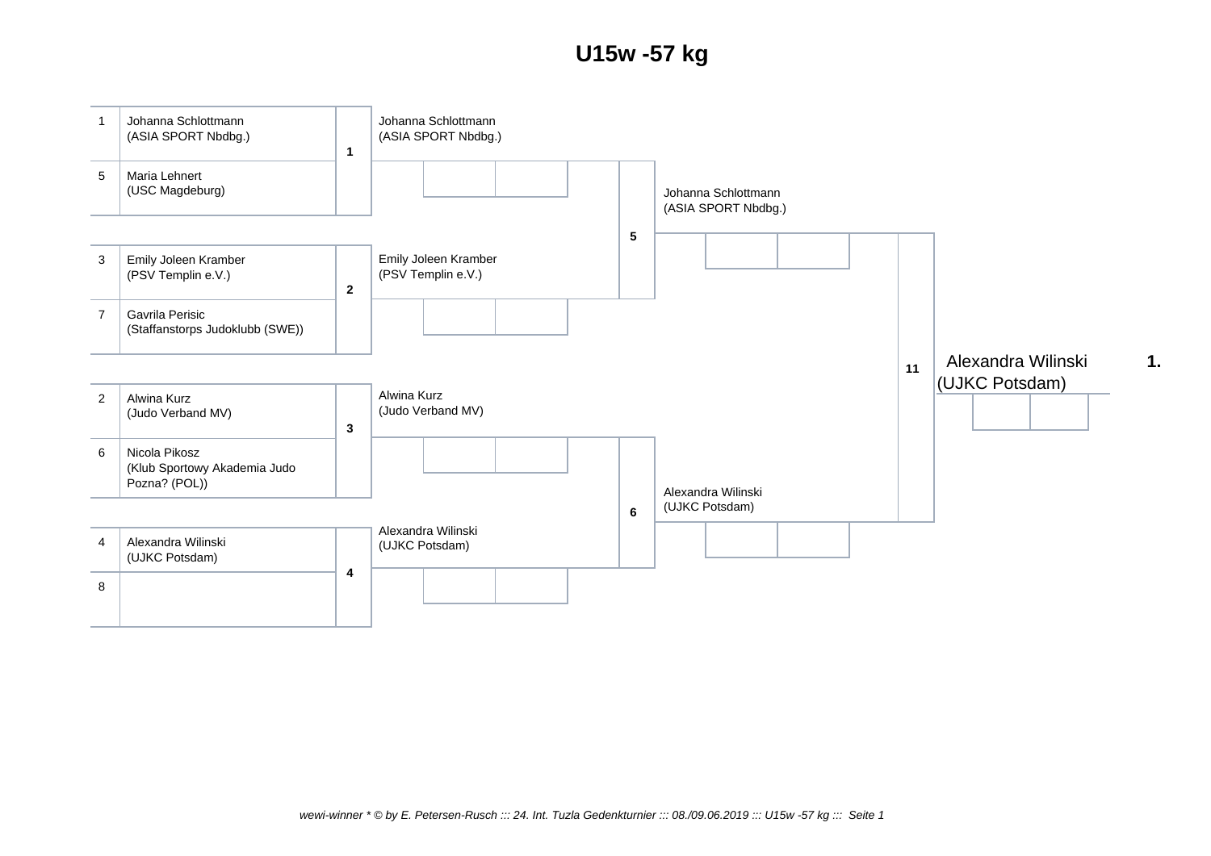# U15w -57 kg

## Round 1

| Fight | No. | Name (Club) | Winner |
|---|---|---|---|
| 1 | 1 | Johanna Schlottmann (ASIA SPORT Nbdbg.) | Johanna Schlottmann (ASIA SPORT Nbdbg.) |
| | 5 | Maria Lehnert (USC Magdeburg) | |
| 2 | 3 | Emily Joleen Kramber (PSV Templin e.V.) | Emily Joleen Kramber (PSV Templin e.V.) |
| | 7 | Gavrila Perisic (Staffanstorps Judoklubb (SWE)) | |
| 3 | 2 | Alwina Kurz (Judo Verband MV) | Alwina Kurz (Judo Verband MV) |
| | 6 | Nicola Pikosz (Klub Sportowy Akademia Judo Pozna? (POL)) | |
| 4 | 4 | Alexandra Wilinski (UJKC Potsdam) | Alexandra Wilinski (UJKC Potsdam) |
| | 8 | | |

## Semifinals

| Fight | Winner |
|---|---|
| 5 | Johanna Schlottmann (ASIA SPORT Nbdbg.) |
| 6 | Alexandra Wilinski (UJKC Potsdam) |

## Final

| Fight | Winner | Place |
|---|---|---|
| 11 | Alexandra Wilinski (UJKC Potsdam) | 1. |

*wewi-winner * © by E. Petersen-Rusch ::: 24. Int. Tuzla Gedenkturnier ::: 08./09.06.2019 ::: U15w -57 kg ::: Seite 1*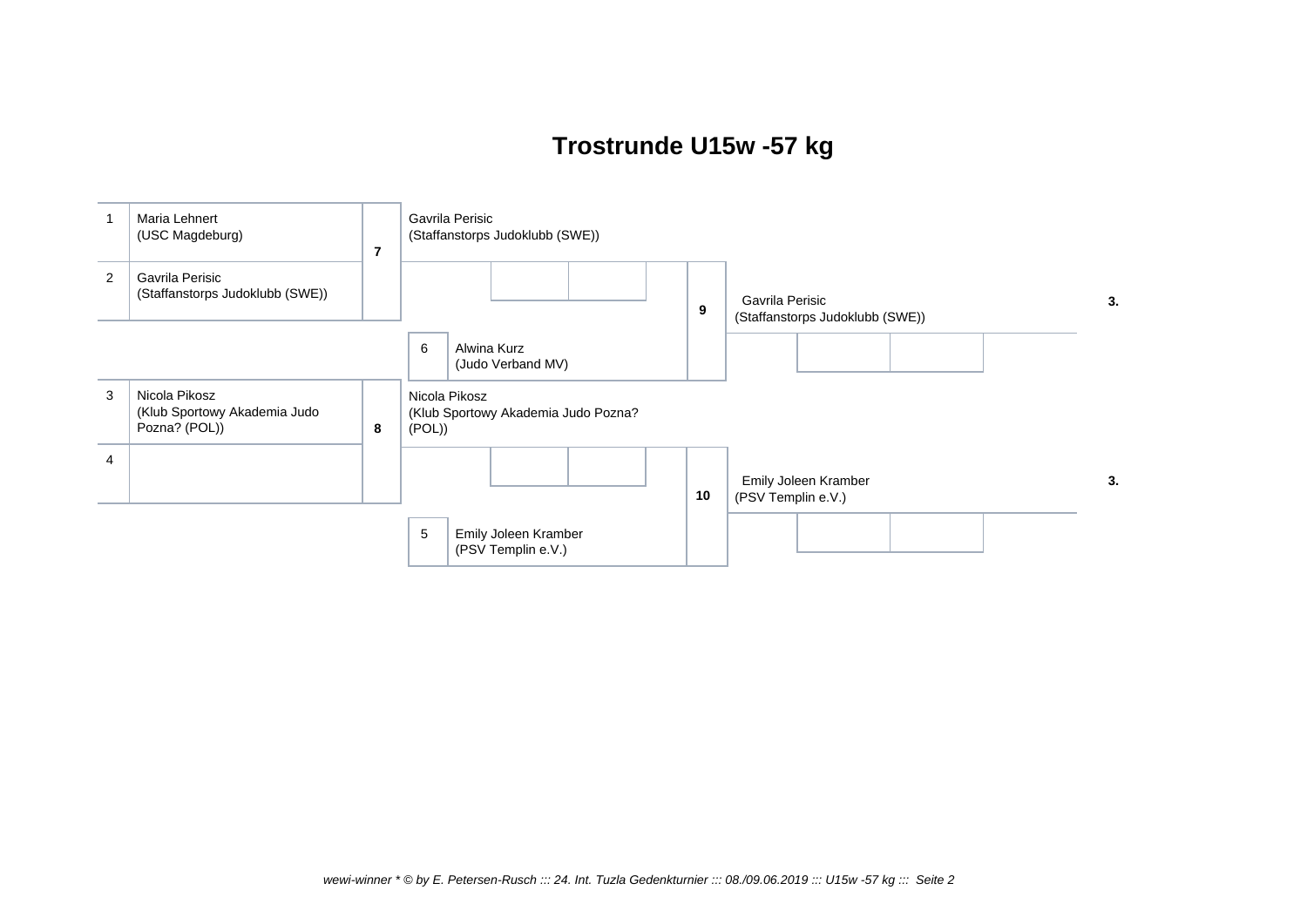# Trostrunde U15w -57 kg

| Nr. | Name / Verein | Kampf | Sieger |
|---|---|---|---|
| 1 | Maria Lehnert (USC Magdeburg) | 7 | Gavrila Perisic (Staffanstorps Judoklubb (SWE)) |
| 2 | Gavrila Perisic (Staffanstorps Judoklubb (SWE)) | | |
| 3 | Nicola Pikosz (Klub Sportowy Akademia Judo Pozna? (POL)) | 8 | Nicola Pikosz (Klub Sportowy Akademia Judo Pozna? (POL)) |
| 4 | | | |

| Nr. | Name / Verein | Kampf | Sieger | Platz |
|---|---|---|---|---|
| | Gavrila Perisic (Staffanstorps Judoklubb (SWE)) | 9 | Gavrila Perisic (Staffanstorps Judoklubb (SWE)) | 3. |
| 6 | Alwina Kurz (Judo Verband MV) | | | |
| | Nicola Pikosz (Klub Sportowy Akademia Judo Pozna? (POL)) | 10 | Emily Joleen Kramber (PSV Templin e.V.) | 3. |
| 5 | Emily Joleen Kramber (PSV Templin e.V.) | | | |

*wewi-winner * © by E. Petersen-Rusch ::: 24. Int. Tuzla Gedenkturnier ::: 08./09.06.2019 ::: U15w -57 kg :::*